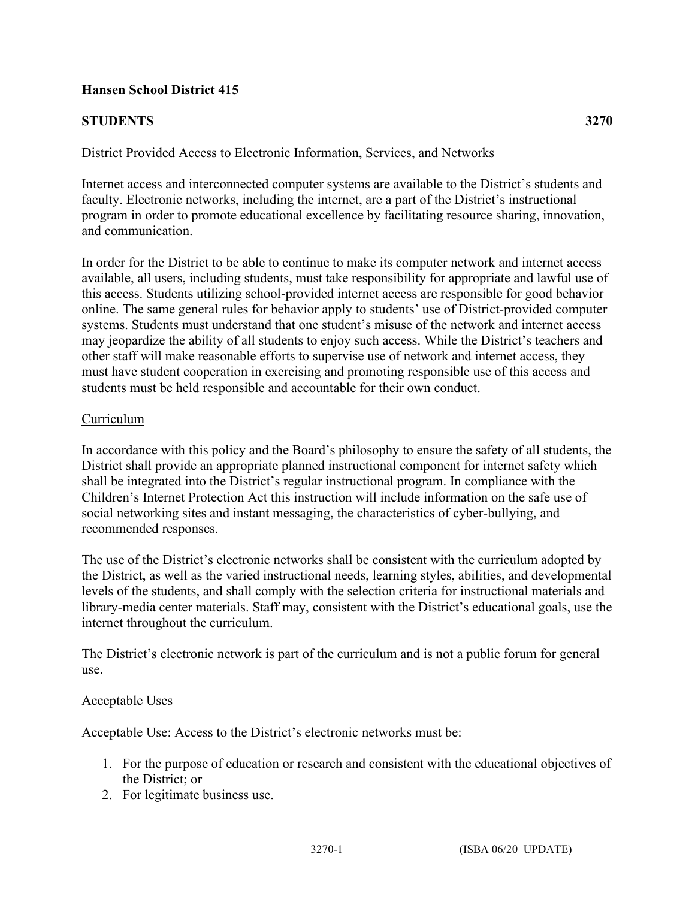**Hansen School District 415**

**STUDENTS** **3270**

District Provided Access to Electronic Information, Services, and Networks

Internet access and interconnected computer systems are available to the District's students and faculty. Electronic networks, including the internet, are a part of the District's instructional program in order to promote educational excellence by facilitating resource sharing, innovation, and communication.

In order for the District to be able to continue to make its computer network and internet access available, all users, including students, must take responsibility for appropriate and lawful use of this access. Students utilizing school-provided internet access are responsible for good behavior online. The same general rules for behavior apply to students' use of District-provided computer systems. Students must understand that one student's misuse of the network and internet access may jeopardize the ability of all students to enjoy such access. While the District's teachers and other staff will make reasonable efforts to supervise use of network and internet access, they must have student cooperation in exercising and promoting responsible use of this access and students must be held responsible and accountable for their own conduct.

Curriculum

In accordance with this policy and the Board's philosophy to ensure the safety of all students, the District shall provide an appropriate planned instructional component for internet safety which shall be integrated into the District's regular instructional program. In compliance with the Children's Internet Protection Act this instruction will include information on the safe use of social networking sites and instant messaging, the characteristics of cyber-bullying, and recommended responses.

The use of the District's electronic networks shall be consistent with the curriculum adopted by the District, as well as the varied instructional needs, learning styles, abilities, and developmental levels of the students, and shall comply with the selection criteria for instructional materials and library-media center materials. Staff may, consistent with the District's educational goals, use the internet throughout the curriculum.

The District's electronic network is part of the curriculum and is not a public forum for general use.

Acceptable Uses

Acceptable Use: Access to the District's electronic networks must be:

1. For the purpose of education or research and consistent with the educational objectives of the District; or
2. For legitimate business use.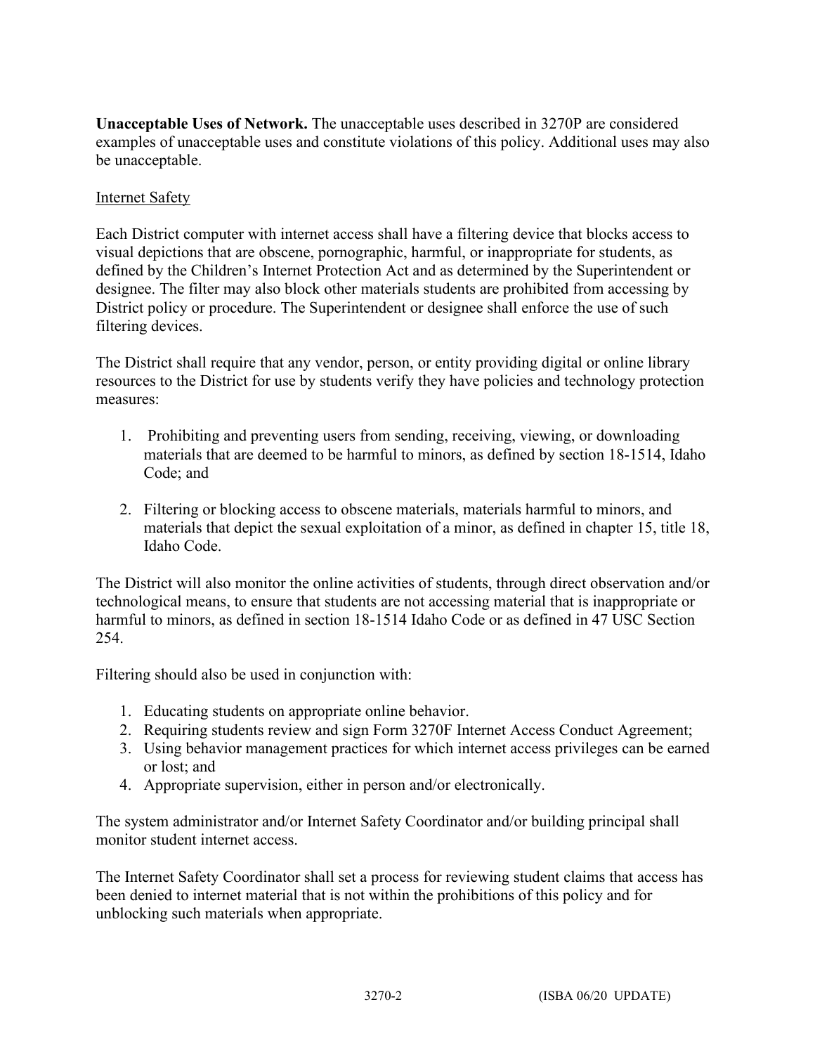**Unacceptable Uses of Network.** The unacceptable uses described in 3270P are considered examples of unacceptable uses and constitute violations of this policy. Additional uses may also be unacceptable.

<u>Internet Safety</u>

Each District computer with internet access shall have a filtering device that blocks access to visual depictions that are obscene, pornographic, harmful, or inappropriate for students, as defined by the Children's Internet Protection Act and as determined by the Superintendent or designee. The filter may also block other materials students are prohibited from accessing by District policy or procedure. The Superintendent or designee shall enforce the use of such filtering devices.

The District shall require that any vendor, person, or entity providing digital or online library resources to the District for use by students verify they have policies and technology protection measures:

1. Prohibiting and preventing users from sending, receiving, viewing, or downloading materials that are deemed to be harmful to minors, as defined by section 18-1514, Idaho Code; and

2. Filtering or blocking access to obscene materials, materials harmful to minors, and materials that depict the sexual exploitation of a minor, as defined in chapter 15, title 18, Idaho Code.

The District will also monitor the online activities of students, through direct observation and/or technological means, to ensure that students are not accessing material that is inappropriate or harmful to minors, as defined in section 18-1514 Idaho Code or as defined in 47 USC Section 254.

Filtering should also be used in conjunction with:

1. Educating students on appropriate online behavior.
2. Requiring students review and sign Form 3270F Internet Access Conduct Agreement;
3. Using behavior management practices for which internet access privileges can be earned or lost; and
4. Appropriate supervision, either in person and/or electronically.

The system administrator and/or Internet Safety Coordinator and/or building principal shall monitor student internet access.

The Internet Safety Coordinator shall set a process for reviewing student claims that access has been denied to internet material that is not within the prohibitions of this policy and for unblocking such materials when appropriate.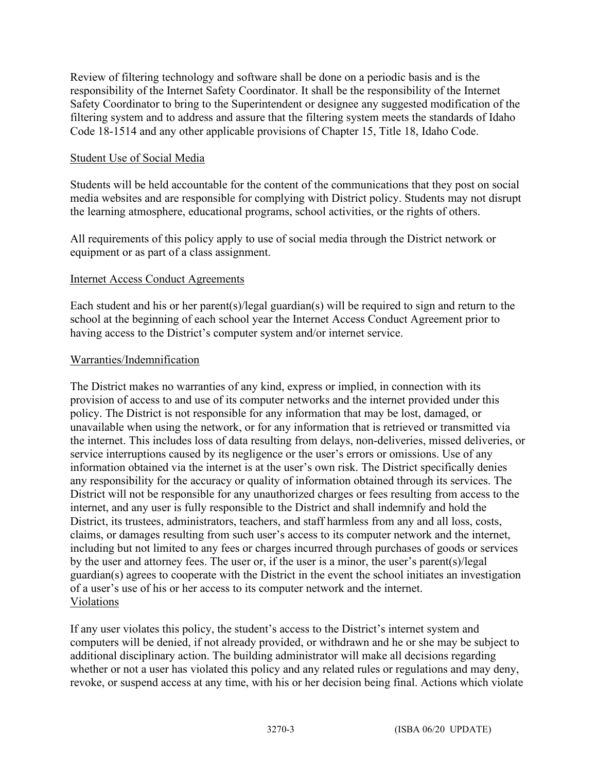Review of filtering technology and software shall be done on a periodic basis and is the responsibility of the Internet Safety Coordinator. It shall be the responsibility of the Internet Safety Coordinator to bring to the Superintendent or designee any suggested modification of the filtering system and to address and assure that the filtering system meets the standards of Idaho Code 18-1514 and any other applicable provisions of Chapter 15, Title 18, Idaho Code.

<u>Student Use of Social Media</u>

Students will be held accountable for the content of the communications that they post on social media websites and are responsible for complying with District policy. Students may not disrupt the learning atmosphere, educational programs, school activities, or the rights of others.

All requirements of this policy apply to use of social media through the District network or equipment or as part of a class assignment.

<u>Internet Access Conduct Agreements</u>

Each student and his or her parent(s)/legal guardian(s) will be required to sign and return to the school at the beginning of each school year the Internet Access Conduct Agreement prior to having access to the District's computer system and/or internet service.

<u>Warranties/Indemnification</u>

The District makes no warranties of any kind, express or implied, in connection with its provision of access to and use of its computer networks and the internet provided under this policy. The District is not responsible for any information that may be lost, damaged, or unavailable when using the network, or for any information that is retrieved or transmitted via the internet. This includes loss of data resulting from delays, non-deliveries, missed deliveries, or service interruptions caused by its negligence or the user's errors or omissions. Use of any information obtained via the internet is at the user's own risk. The District specifically denies any responsibility for the accuracy or quality of information obtained through its services. The District will not be responsible for any unauthorized charges or fees resulting from access to the internet, and any user is fully responsible to the District and shall indemnify and hold the District, its trustees, administrators, teachers, and staff harmless from any and all loss, costs, claims, or damages resulting from such user's access to its computer network and the internet, including but not limited to any fees or charges incurred through purchases of goods or services by the user and attorney fees. The user or, if the user is a minor, the user's parent(s)/legal guardian(s) agrees to cooperate with the District in the event the school initiates an investigation of a user's use of his or her access to its computer network and the internet.

<u>Violations</u>

If any user violates this policy, the student's access to the District's internet system and computers will be denied, if not already provided, or withdrawn and he or she may be subject to additional disciplinary action. The building administrator will make all decisions regarding whether or not a user has violated this policy and any related rules or regulations and may deny, revoke, or suspend access at any time, with his or her decision being final. Actions which violate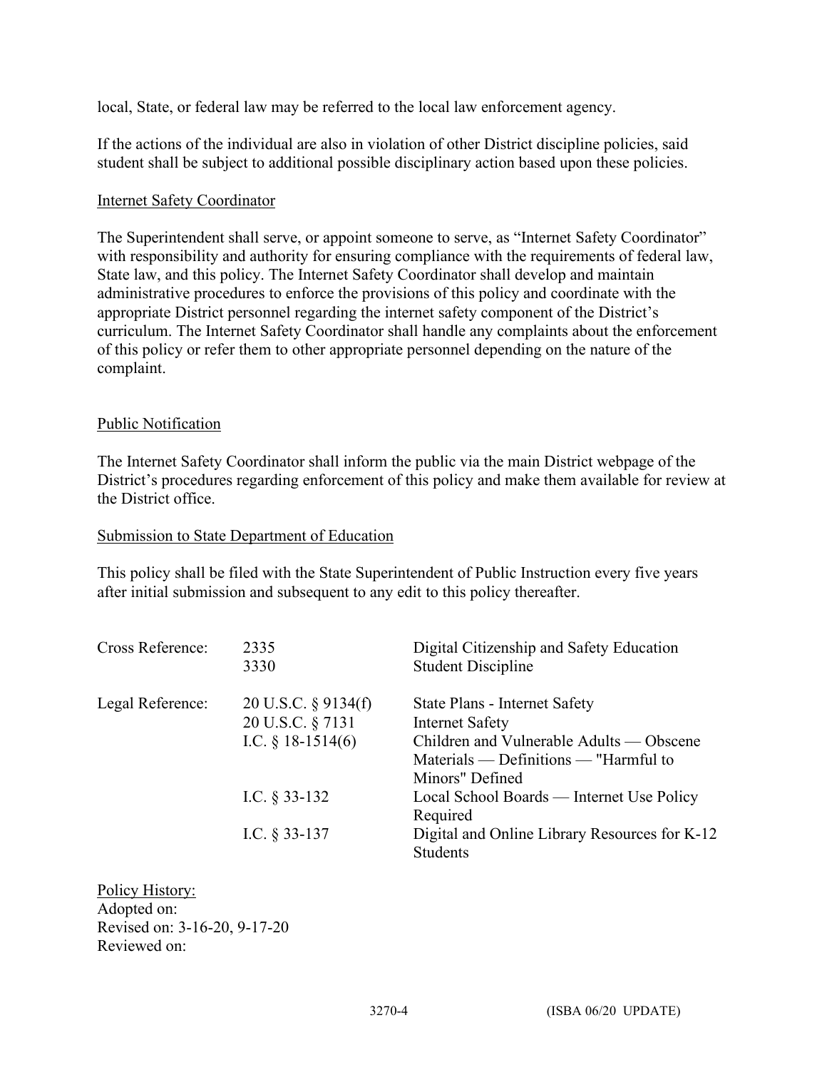local, State, or federal law may be referred to the local law enforcement agency.

If the actions of the individual are also in violation of other District discipline policies, said student shall be subject to additional possible disciplinary action based upon these policies.

Internet Safety Coordinator

The Superintendent shall serve, or appoint someone to serve, as "Internet Safety Coordinator" with responsibility and authority for ensuring compliance with the requirements of federal law, State law, and this policy. The Internet Safety Coordinator shall develop and maintain administrative procedures to enforce the provisions of this policy and coordinate with the appropriate District personnel regarding the internet safety component of the District's curriculum. The Internet Safety Coordinator shall handle any complaints about the enforcement of this policy or refer them to other appropriate personnel depending on the nature of the complaint.

Public Notification

The Internet Safety Coordinator shall inform the public via the main District webpage of the District's procedures regarding enforcement of this policy and make them available for review at the District office.

Submission to State Department of Education

This policy shall be filed with the State Superintendent of Public Instruction every five years after initial submission and subsequent to any edit to this policy thereafter.

| | | |
|---|---|---|
| Cross Reference: | 2335 | Digital Citizenship and Safety Education |
| | 3330 | Student Discipline |
| Legal Reference: | 20 U.S.C. § 9134(f) | State Plans - Internet Safety |
| | 20 U.S.C. § 7131 | Internet Safety |
| | I.C. § 18-1514(6) | Children and Vulnerable Adults — Obscene Materials — Definitions — "Harmful to Minors" Defined |
| | I.C. § 33-132 | Local School Boards — Internet Use Policy Required |
| | I.C. § 33-137 | Digital and Online Library Resources for K-12 Students |

Policy History:
Adopted on:
Revised on: 3-16-20, 9-17-20
Reviewed on:

3270-4 (ISBA 06/20 UPDATE)